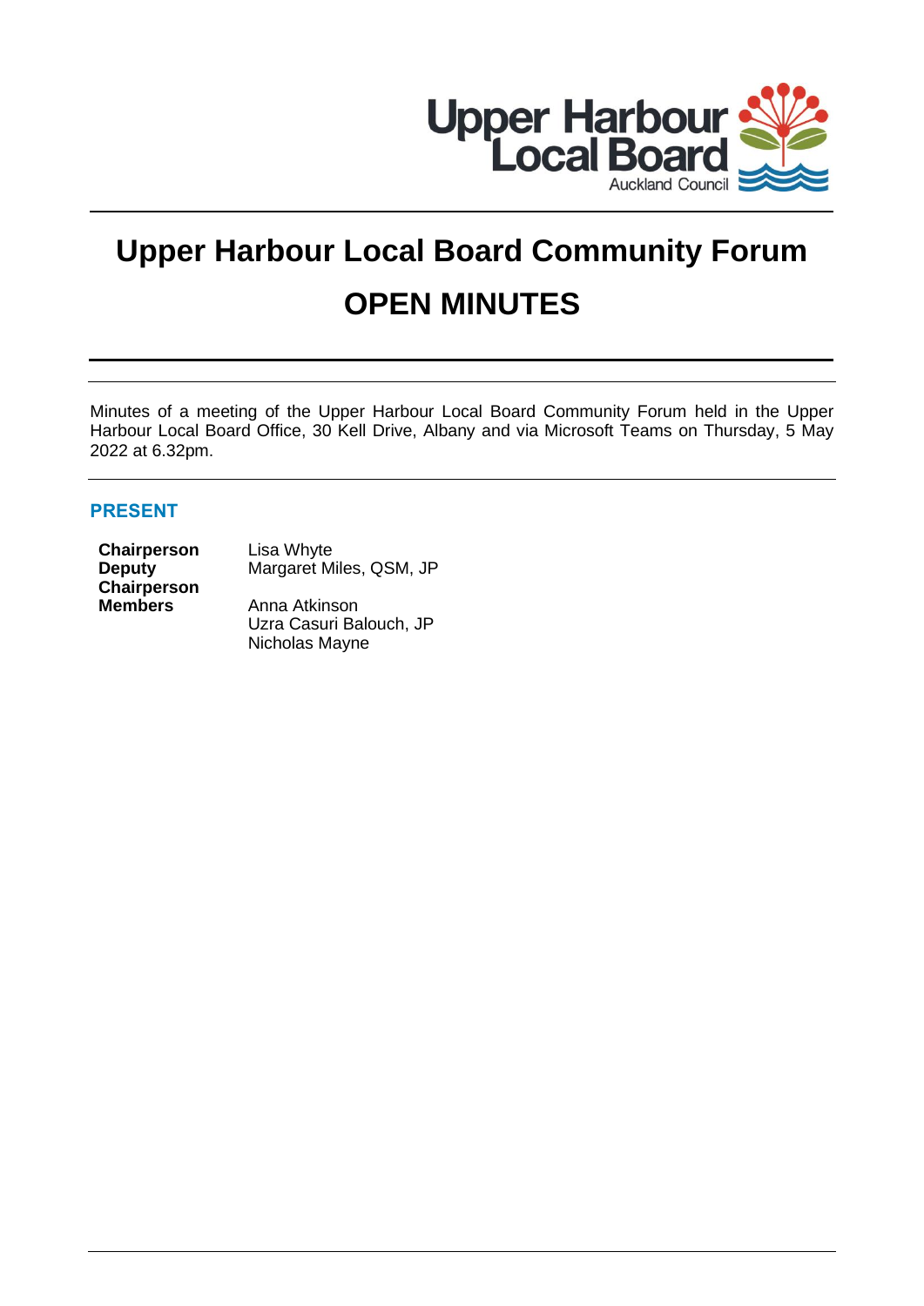Upper Harbour Local Board
Auckland Council

# Upper Harbour Local Board Community Forum

# OPEN MINUTES

Minutes of a meeting of the Upper Harbour Local Board Community Forum held in the Upper Harbour Local Board Office, 30 Kell Drive, Albany and via Microsoft Teams on Thursday, 5 May 2022 at 6.32pm.

## PRESENT

| | |
|---|---|
| **Chairperson** | Lisa Whyte |
| **Deputy Chairperson** | Margaret Miles, QSM, JP |
| **Members** | Anna Atkinson |
| | Uzra Casuri Balouch, JP |
| | Nicholas Mayne |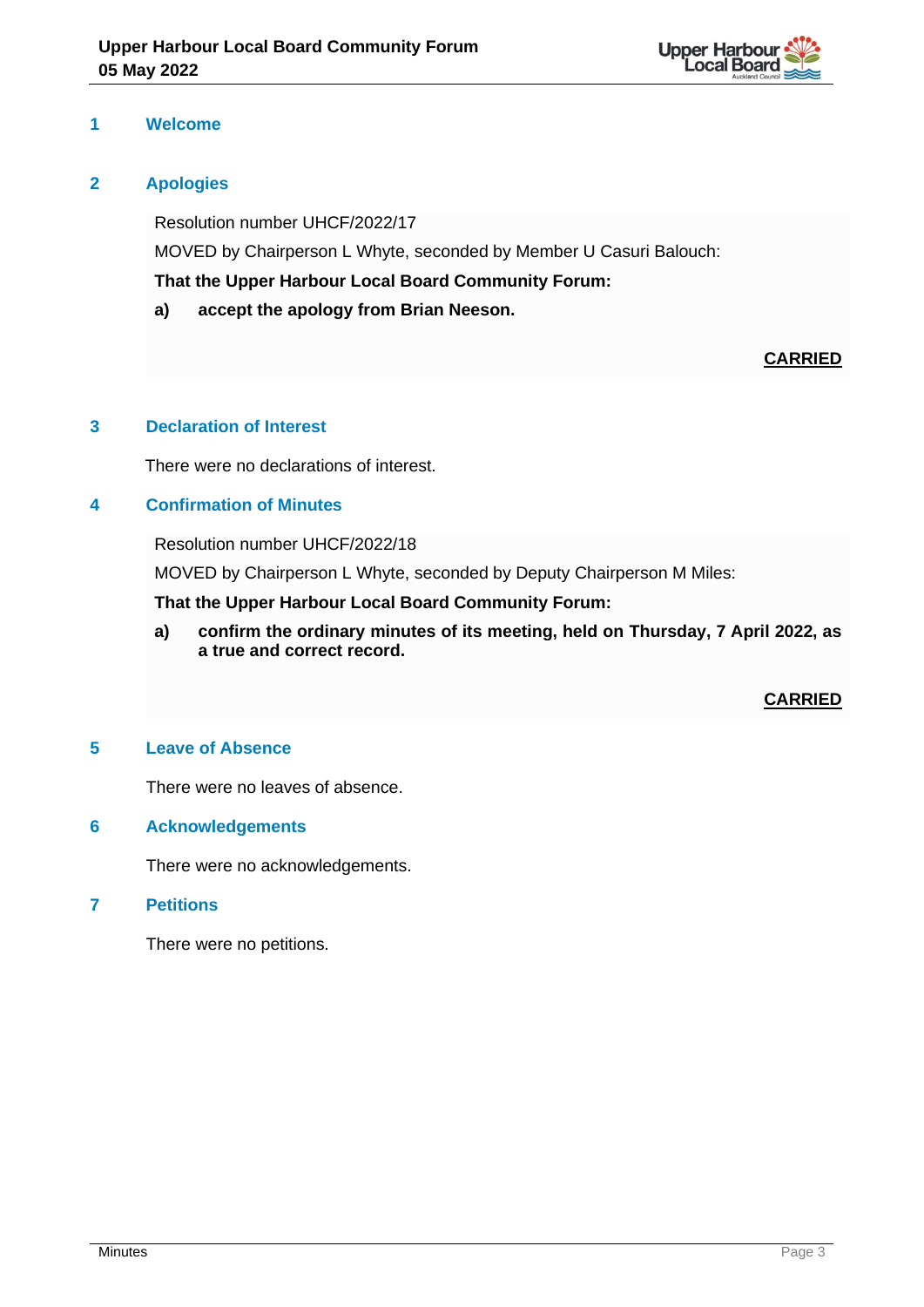## 1 Welcome

## 2 Apologies

Resolution number UHCF/2022/17

MOVED by Chairperson L Whyte, seconded by Member U Casuri Balouch:

**That the Upper Harbour Local Board Community Forum:**

**a) accept the apology from Brian Neeson.**

**<u>CARRIED</u>**

## 3 Declaration of Interest

There were no declarations of interest.

## 4 Confirmation of Minutes

Resolution number UHCF/2022/18

MOVED by Chairperson L Whyte, seconded by Deputy Chairperson M Miles:

**That the Upper Harbour Local Board Community Forum:**

**a) confirm the ordinary minutes of its meeting, held on Thursday, 7 April 2022, as a true and correct record.**

**<u>CARRIED</u>**

## 5 Leave of Absence

There were no leaves of absence.

## 6 Acknowledgements

There were no acknowledgements.

## 7 Petitions

There were no petitions.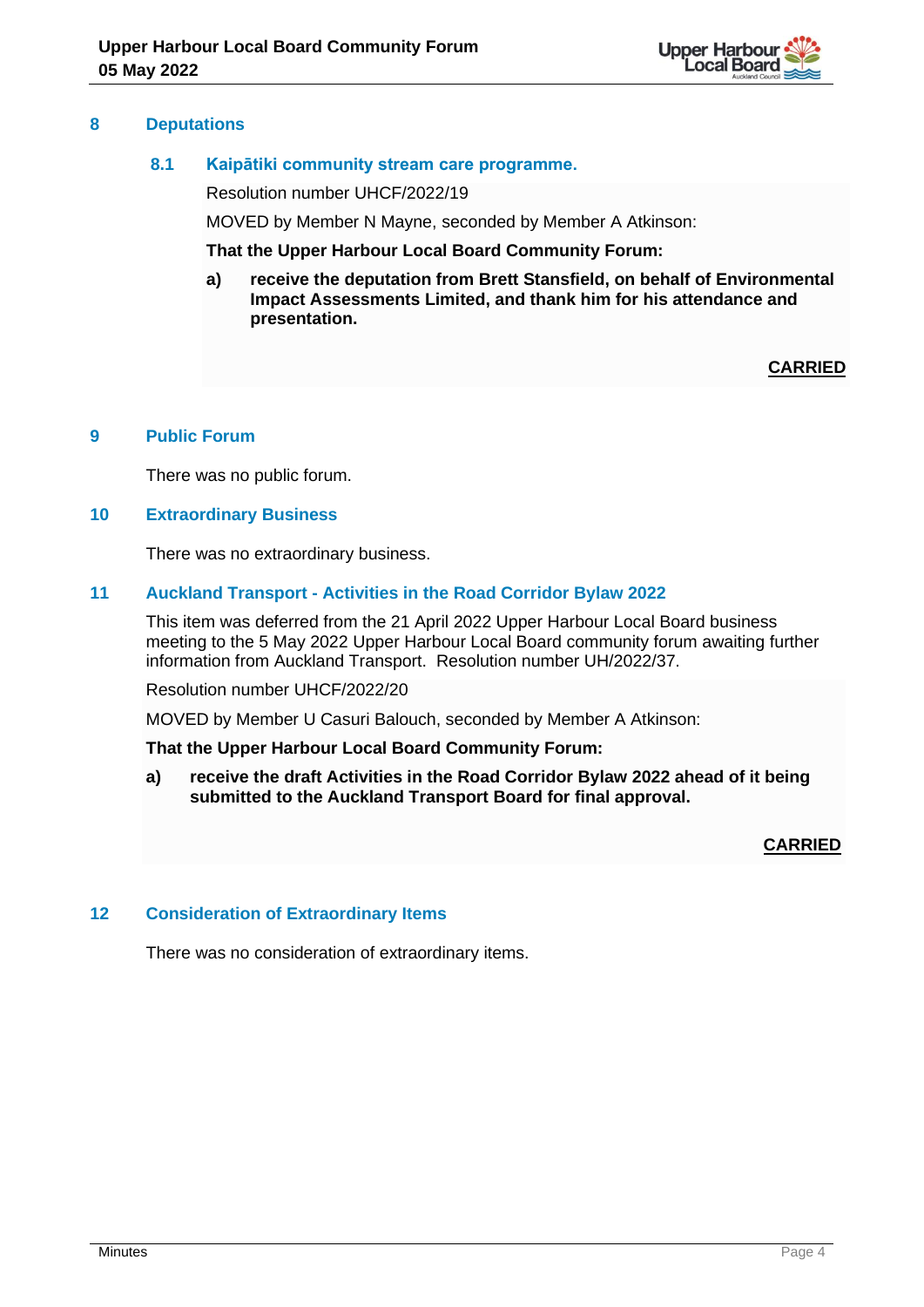## 8 Deputations

### 8.1 Kaipātiki community stream care programme.

Resolution number UHCF/2022/19

MOVED by Member N Mayne, seconded by Member A Atkinson:

**That the Upper Harbour Local Board Community Forum:**

**a) receive the deputation from Brett Stansfield, on behalf of Environmental Impact Assessments Limited, and thank him for his attendance and presentation.**

**CARRIED**

## 9 Public Forum

There was no public forum.

## 10 Extraordinary Business

There was no extraordinary business.

## 11 Auckland Transport - Activities in the Road Corridor Bylaw 2022

This item was deferred from the 21 April 2022 Upper Harbour Local Board business meeting to the 5 May 2022 Upper Harbour Local Board community forum awaiting further information from Auckland Transport. Resolution number UH/2022/37.

Resolution number UHCF/2022/20

MOVED by Member U Casuri Balouch, seconded by Member A Atkinson:

**That the Upper Harbour Local Board Community Forum:**

**a) receive the draft Activities in the Road Corridor Bylaw 2022 ahead of it being submitted to the Auckland Transport Board for final approval.**

**CARRIED**

## 12 Consideration of Extraordinary Items

There was no consideration of extraordinary items.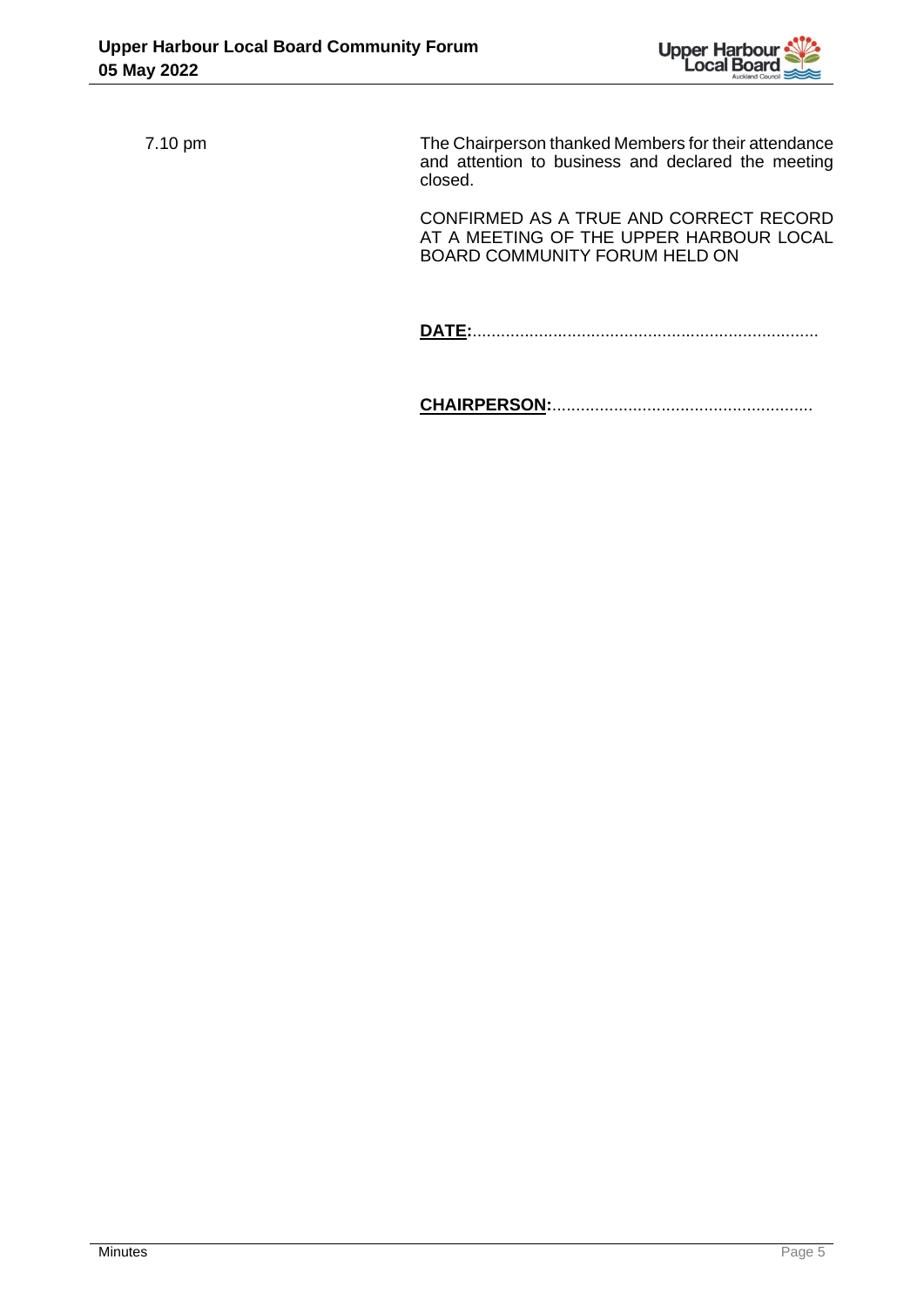7.10 pm The Chairperson thanked Members for their attendance and attention to business and declared the meeting closed.

CONFIRMED AS A TRUE AND CORRECT RECORD AT A MEETING OF THE UPPER HARBOUR LOCAL BOARD COMMUNITY FORUM HELD ON

**DATE:**.........................................................................

**CHAIRPERSON:**.......................................................